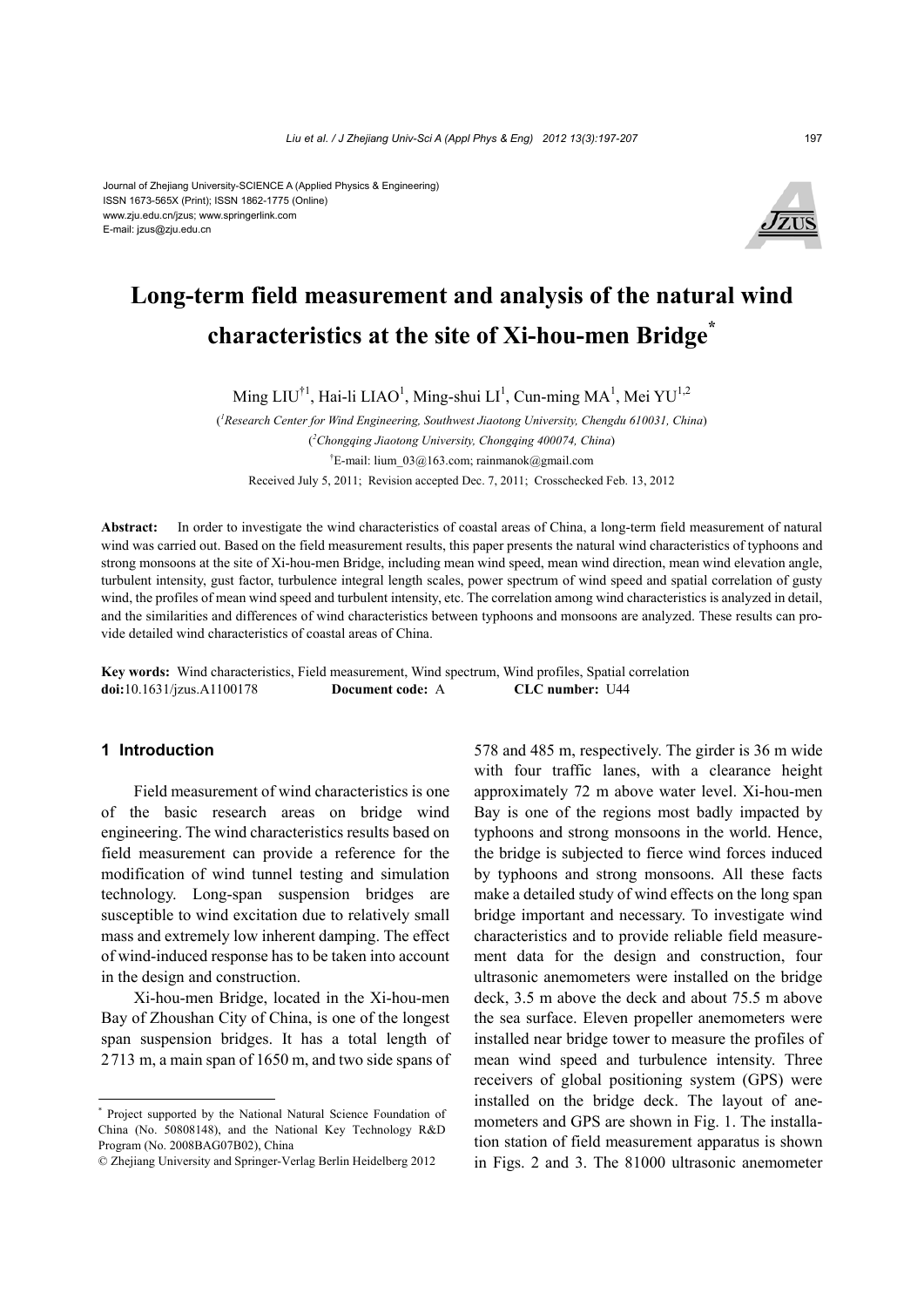Journal of Zhejiang University-SCIENCE A (Applied Physics & Engineering)
ISSN 1673-565X (Print); ISSN 1862-1775 (Online)
www.zju.edu.cn/jzus; www.springerlink.com
E-mail: jzus@zju.edu.cn

# Long-term field measurement and analysis of the natural wind characteristics at the site of Xi-hou-men Bridge*

Ming LIU†1, Hai-li LIAO[1], Ming-shui LI[1], Cun-ming MA[1], Mei YU[1,2]

([1]Research Center for Wind Engineering, Southwest Jiaotong University, Chengdu 610031, China)

([2]Chongqing Jiaotong University, Chongqing 400074, China)

†E-mail: lium_03@163.com; rainmanok@gmail.com

Received July 5, 2011; Revision accepted Dec. 7, 2011; Crosschecked Feb. 13, 2012

**Abstract:** In order to investigate the wind characteristics of coastal areas of China, a long-term field measurement of natural wind was carried out. Based on the field measurement results, this paper presents the natural wind characteristics of typhoons and strong monsoons at the site of Xi-hou-men Bridge, including mean wind speed, mean wind direction, mean wind elevation angle, turbulent intensity, gust factor, turbulence integral length scales, power spectrum of wind speed and spatial correlation of gusty wind, the profiles of mean wind speed and turbulent intensity, etc. The correlation among wind characteristics is analyzed in detail, and the similarities and differences of wind characteristics between typhoons and monsoons are analyzed. These results can provide detailed wind characteristics of coastal areas of China.

**Key words:** Wind characteristics, Field measurement, Wind spectrum, Wind profiles, Spatial correlation
**doi:**10.1631/jzus.A1100178 **Document code:** A **CLC number:** U44

## 1 Introduction

Field measurement of wind characteristics is one of the basic research areas on bridge wind engineering. The wind characteristics results based on field measurement can provide a reference for the modification of wind tunnel testing and simulation technology. Long-span suspension bridges are susceptible to wind excitation due to relatively small mass and extremely low inherent damping. The effect of wind-induced response has to be taken into account in the design and construction.

Xi-hou-men Bridge, located in the Xi-hou-men Bay of Zhoushan City of China, is one of the longest span suspension bridges. It has a total length of 2713 m, a main span of 1650 m, and two side spans of 578 and 485 m, respectively. The girder is 36 m wide with four traffic lanes, with a clearance height approximately 72 m above water level. Xi-hou-men Bay is one of the regions most badly impacted by typhoons and strong monsoons in the world. Hence, the bridge is subjected to fierce wind forces induced by typhoons and strong monsoons. All these facts make a detailed study of wind effects on the long span bridge important and necessary. To investigate wind characteristics and to provide reliable field measurement data for the design and construction, four ultrasonic anemometers were installed on the bridge deck, 3.5 m above the deck and about 75.5 m above the sea surface. Eleven propeller anemometers were installed near bridge tower to measure the profiles of mean wind speed and turbulence intensity. Three receivers of global positioning system (GPS) were installed on the bridge deck. The layout of anemometers and GPS are shown in Fig. 1. The installation station of field measurement apparatus is shown in Figs. 2 and 3. The 81000 ultrasonic anemometer

---

* Project supported by the National Natural Science Foundation of China (No. 50808148), and the National Key Technology R&D Program (No. 2008BAG07B02), China

© Zhejiang University and Springer-Verlag Berlin Heidelberg 2012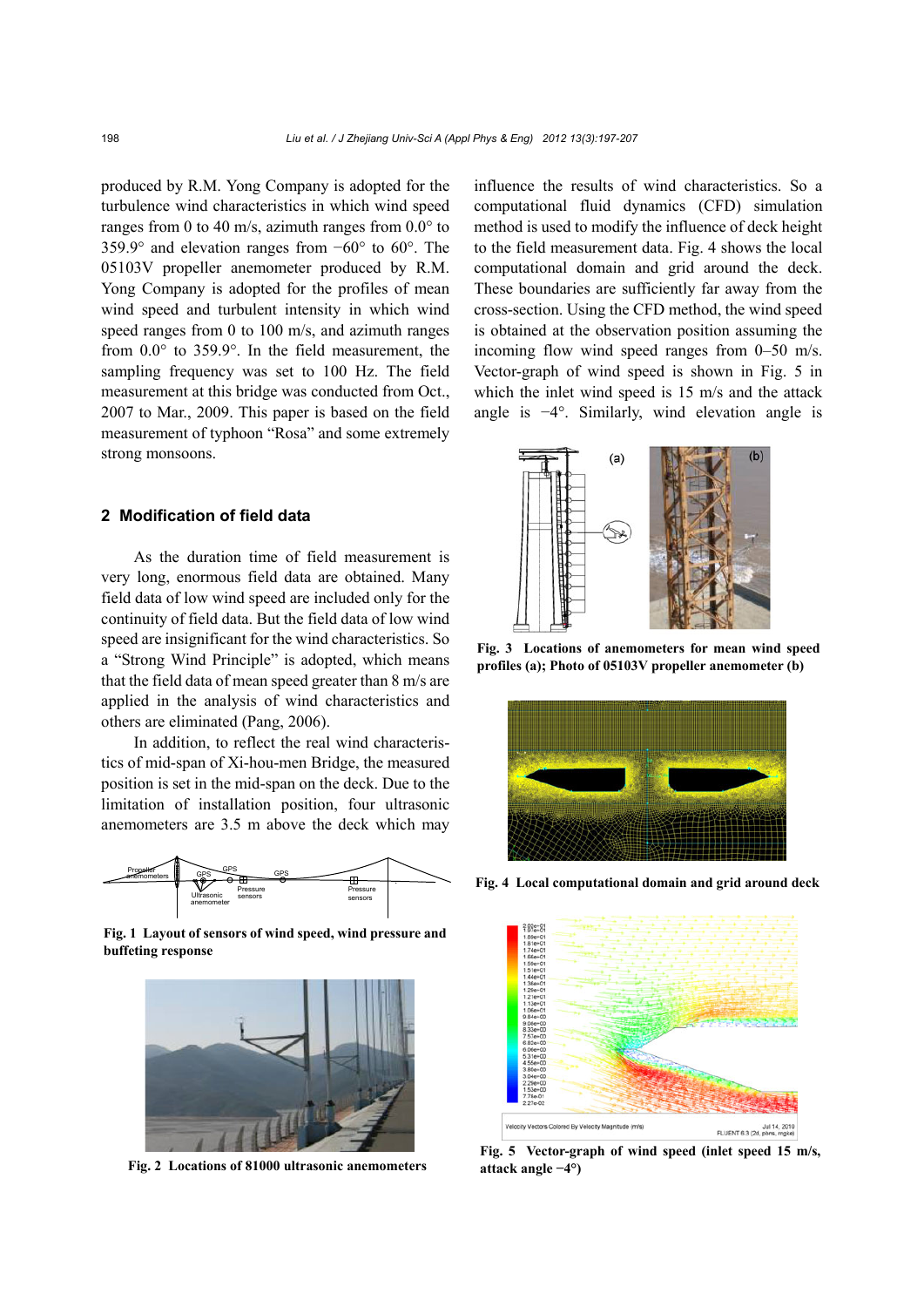produced by R.M. Yong Company is adopted for the turbulence wind characteristics in which wind speed ranges from 0 to 40 m/s, azimuth ranges from 0.0° to 359.9° and elevation ranges from −60° to 60°. The 05103V propeller anemometer produced by R.M. Yong Company is adopted for the profiles of mean wind speed and turbulent intensity in which wind speed ranges from 0 to 100 m/s, and azimuth ranges from 0.0° to 359.9°. In the field measurement, the sampling frequency was set to 100 Hz. The field measurement at this bridge was conducted from Oct., 2007 to Mar., 2009. This paper is based on the field measurement of typhoon "Rosa" and some extremely strong monsoons.

## 2 Modification of field data

As the duration time of field measurement is very long, enormous field data are obtained. Many field data of low wind speed are included only for the continuity of field data. But the field data of low wind speed are insignificant for the wind characteristics. So a "Strong Wind Principle" is adopted, which means that the field data of mean speed greater than 8 m/s are applied in the analysis of wind characteristics and others are eliminated (Pang, 2006).

In addition, to reflect the real wind characteristics of mid-span of Xi-hou-men Bridge, the measured position is set in the mid-span on the deck. Due to the limitation of installation position, four ultrasonic anemometers are 3.5 m above the deck which may influence the results of wind characteristics. So a computational fluid dynamics (CFD) simulation method is used to modify the influence of deck height to the field measurement data. Fig. 4 shows the local computational domain and grid around the deck. These boundaries are sufficiently far away from the cross-section. Using the CFD method, the wind speed is obtained at the observation position assuming the incoming flow wind speed ranges from 0–50 m/s. Vector-graph of wind speed is shown in Fig. 5 in which the inlet wind speed is 15 m/s and the attack angle is −4°. Similarly, wind elevation angle is

**Fig. 1 Layout of sensors of wind speed, wind pressure and buffeting response**

**Fig. 2 Locations of 81000 ultrasonic anemometers**

**Fig. 3 Locations of anemometers for mean wind speed profiles (a); Photo of 05103V propeller anemometer (b)**

**Fig. 4 Local computational domain and grid around deck**

**Fig. 5 Vector-graph of wind speed (inlet speed 15 m/s, attack angle −4°)**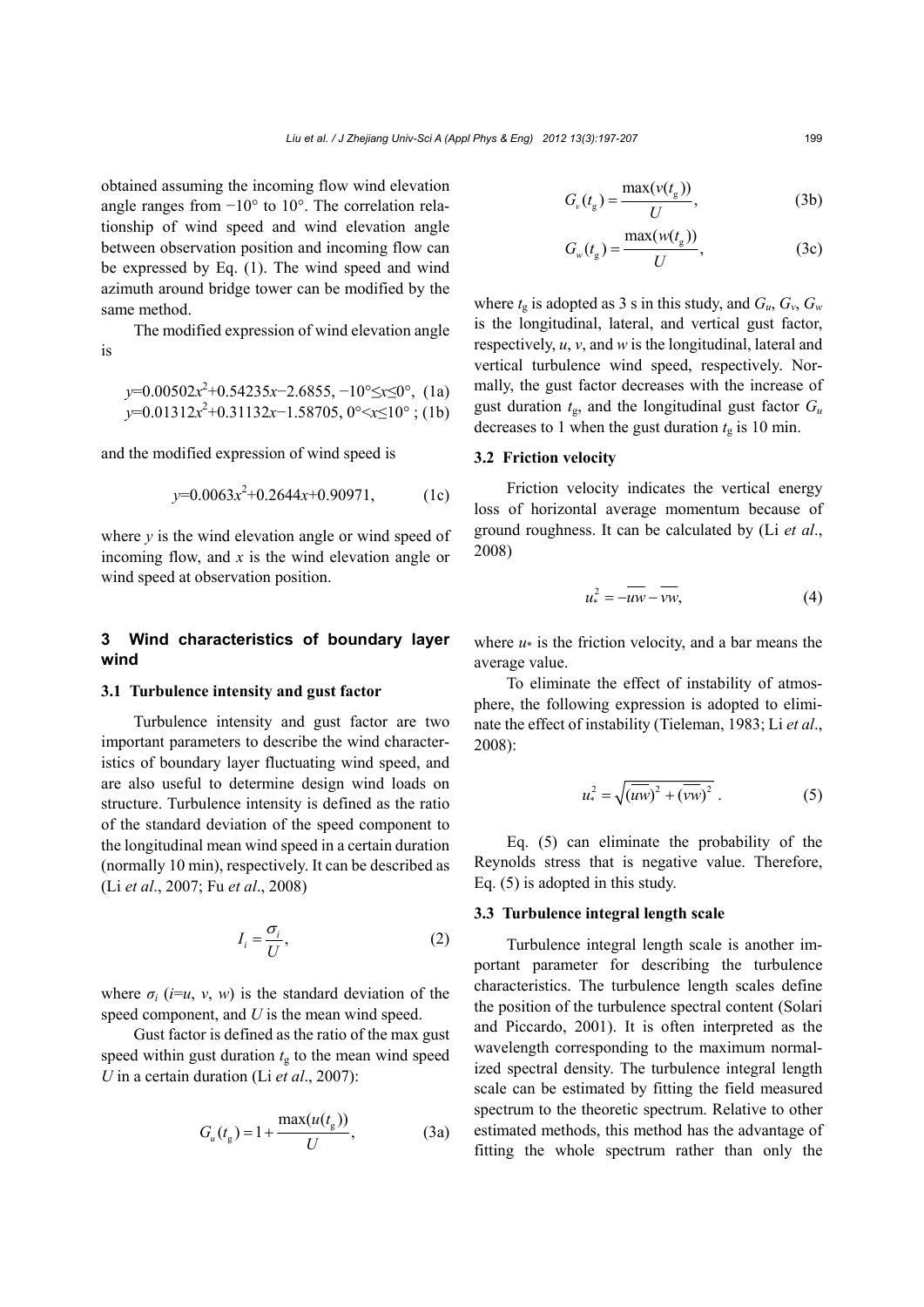obtained assuming the incoming flow wind elevation angle ranges from −10° to 10°. The correlation relationship of wind speed and wind elevation angle between observation position and incoming flow can be expressed by Eq. (1). The wind speed and wind azimuth around bridge tower can be modified by the same method.

The modified expression of wind elevation angle is

$$y=0.00502x^2+0.54235x-2.6855,\ -10°\le x\le 0°, \quad (1a)$$
$$y=0.01312x^2+0.31132x-1.58705,\ 0°<x\le 10°\ ; \quad (1b)$$

and the modified expression of wind speed is

$$y=0.0063x^2+0.2644x+0.90971, \quad (1c)$$

where $y$ is the wind elevation angle or wind speed of incoming flow, and $x$ is the wind elevation angle or wind speed at observation position.

## 3 Wind characteristics of boundary layer wind

### 3.1 Turbulence intensity and gust factor

Turbulence intensity and gust factor are two important parameters to describe the wind characteristics of boundary layer fluctuating wind speed, and are also useful to determine design wind loads on structure. Turbulence intensity is defined as the ratio of the standard deviation of the speed component to the longitudinal mean wind speed in a certain duration (normally 10 min), respectively. It can be described as (Li *et al*., 2007; Fu *et al*., 2008)

$$I_i=\frac{\sigma_i}{U}, \quad (2)$$

where $\sigma_i$ ($i$=$u$, $v$, $w$) is the standard deviation of the speed component, and $U$ is the mean wind speed.

Gust factor is defined as the ratio of the max gust speed within gust duration $t_g$ to the mean wind speed $U$ in a certain duration (Li *et al*., 2007):

$$G_u(t_g)=1+\frac{\max(u(t_g))}{U}, \quad (3a)$$

$$G_v(t_g)=\frac{\max(v(t_g))}{U}, \quad (3b)$$

$$G_w(t_g)=\frac{\max(w(t_g))}{U}, \quad (3c)$$

where $t_g$ is adopted as 3 s in this study, and $G_u$, $G_v$, $G_w$ is the longitudinal, lateral, and vertical gust factor, respectively, $u$, $v$, and $w$ is the longitudinal, lateral and vertical turbulence wind speed, respectively. Normally, the gust factor decreases with the increase of gust duration $t_g$, and the longitudinal gust factor $G_u$ decreases to 1 when the gust duration $t_g$ is 10 min.

### 3.2 Friction velocity

Friction velocity indicates the vertical energy loss of horizontal average momentum because of ground roughness. It can be calculated by (Li *et al*., 2008)

$$u_*^2=-\overline{uw}-\overline{vw}, \quad (4)$$

where $u_*$ is the friction velocity, and a bar means the average value.

To eliminate the effect of instability of atmosphere, the following expression is adopted to eliminate the effect of instability (Tieleman, 1983; Li *et al*., 2008):

$$u_*^2=\sqrt{(\overline{uw})^2+(\overline{vw})^2}\ . \quad (5)$$

Eq. (5) can eliminate the probability of the Reynolds stress that is negative value. Therefore, Eq. (5) is adopted in this study.

### 3.3 Turbulence integral length scale

Turbulence integral length scale is another important parameter for describing the turbulence characteristics. The turbulence length scales define the position of the turbulence spectral content (Solari and Piccardo, 2001). It is often interpreted as the wavelength corresponding to the maximum normalized spectral density. The turbulence integral length scale can be estimated by fitting the field measured spectrum to the theoretic spectrum. Relative to other estimated methods, this method has the advantage of fitting the whole spectrum rather than only the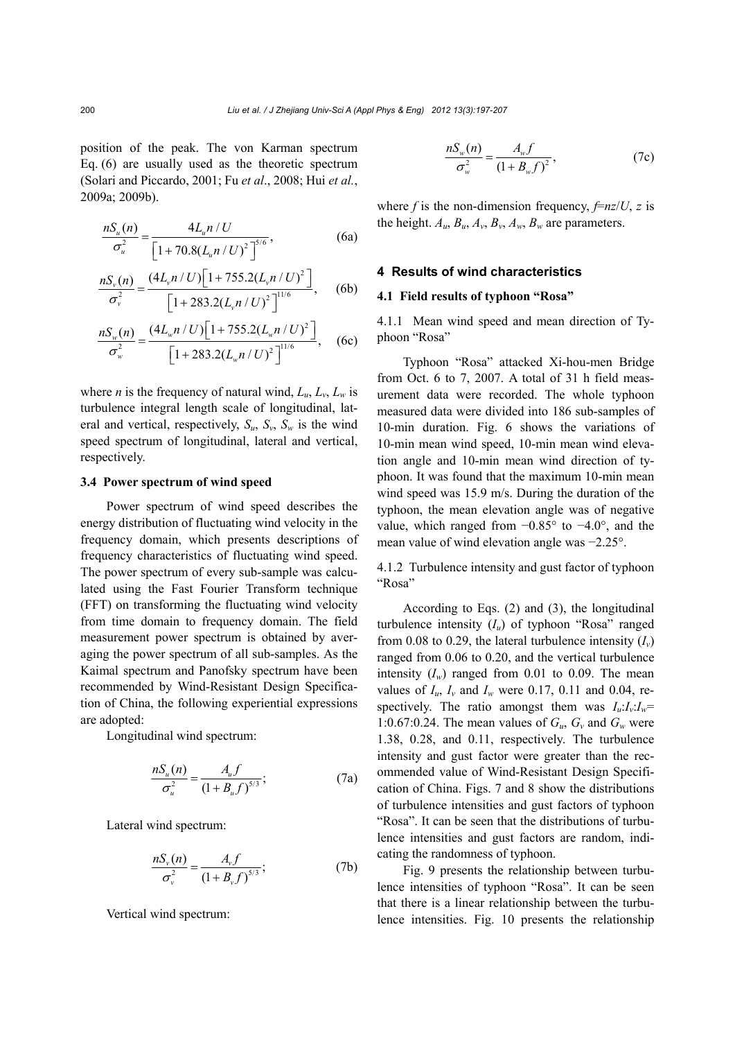position of the peak. The von Karman spectrum Eq. (6) are usually used as the theoretic spectrum (Solari and Piccardo, 2001; Fu *et al*., 2008; Hui *et al.*, 2009a; 2009b).

$$\frac{nS_u(n)}{\sigma_u^2}=\frac{4L_u n/U}{\left[1+70.8(L_u n/U)^2\right]^{5/6}}, \tag{6a}$$

$$\frac{nS_v(n)}{\sigma_v^2}=\frac{(4L_v n/U)\left[1+755.2(L_v n/U)^2\right]}{\left[1+283.2(L_v n/U)^2\right]^{11/6}}, \tag{6b}$$

$$\frac{nS_w(n)}{\sigma_w^2}=\frac{(4L_w n/U)\left[1+755.2(L_w n/U)^2\right]}{\left[1+283.2(L_w n/U)^2\right]^{11/6}}, \tag{6c}$$

where $n$ is the frequency of natural wind, $L_u$, $L_v$, $L_w$ is turbulence integral length scale of longitudinal, lateral and vertical, respectively, $S_u$, $S_v$, $S_w$ is the wind speed spectrum of longitudinal, lateral and vertical, respectively.

### 3.4 Power spectrum of wind speed

Power spectrum of wind speed describes the energy distribution of fluctuating wind velocity in the frequency domain, which presents descriptions of frequency characteristics of fluctuating wind speed. The power spectrum of every sub-sample was calculated using the Fast Fourier Transform technique (FFT) on transforming the fluctuating wind velocity from time domain to frequency domain. The field measurement power spectrum is obtained by averaging the power spectrum of all sub-samples. As the Kaimal spectrum and Panofsky spectrum have been recommended by Wind-Resistant Design Specification of China, the following experiential expressions are adopted:

Longitudinal wind spectrum:

$$\frac{nS_u(n)}{\sigma_u^2}=\frac{A_u f}{(1+B_u f)^{5/3}}; \tag{7a}$$

Lateral wind spectrum:

$$\frac{nS_v(n)}{\sigma_v^2}=\frac{A_v f}{(1+B_v f)^{5/3}}; \tag{7b}$$

Vertical wind spectrum:

$$\frac{nS_w(n)}{\sigma_w^2}=\frac{A_w f}{(1+B_w f)^{2}}, \tag{7c}$$

where $f$ is the non-dimension frequency, $f=nz/U$, $z$ is the height. $A_u$, $B_u$, $A_v$, $B_v$, $A_w$, $B_w$ are parameters.

## 4 Results of wind characteristics

### 4.1 Field results of typhoon "Rosa"

#### 4.1.1 Mean wind speed and mean direction of Typhoon "Rosa"

Typhoon "Rosa" attacked Xi-hou-men Bridge from Oct. 6 to 7, 2007. A total of 31 h field measurement data were recorded. The whole typhoon measured data were divided into 186 sub-samples of 10-min duration. Fig. 6 shows the variations of 10-min mean wind speed, 10-min mean wind elevation angle and 10-min mean wind direction of typhoon. It was found that the maximum 10-min mean wind speed was 15.9 m/s. During the duration of the typhoon, the mean elevation angle was of negative value, which ranged from −0.85° to −4.0°, and the mean value of wind elevation angle was −2.25°.

#### 4.1.2 Turbulence intensity and gust factor of typhoon "Rosa"

According to Eqs. (2) and (3), the longitudinal turbulence intensity ($I_u$) of typhoon "Rosa" ranged from 0.08 to 0.29, the lateral turbulence intensity ($I_v$) ranged from 0.06 to 0.20, and the vertical turbulence intensity ($I_w$) ranged from 0.01 to 0.09. The mean values of $I_u$, $I_v$ and $I_w$ were 0.17, 0.11 and 0.04, respectively. The ratio amongst them was $I_u$:$I_v$:$I_w$= 1:0.67:0.24. The mean values of $G_u$, $G_v$ and $G_w$ were 1.38, 0.28, and 0.11, respectively. The turbulence intensity and gust factor were greater than the recommended value of Wind-Resistant Design Specification of China. Figs. 7 and 8 show the distributions of turbulence intensities and gust factors of typhoon "Rosa". It can be seen that the distributions of turbulence intensities and gust factors are random, indicating the randomness of typhoon.

Fig. 9 presents the relationship between turbulence intensities of typhoon "Rosa". It can be seen that there is a linear relationship between the turbulence intensities. Fig. 10 presents the relationship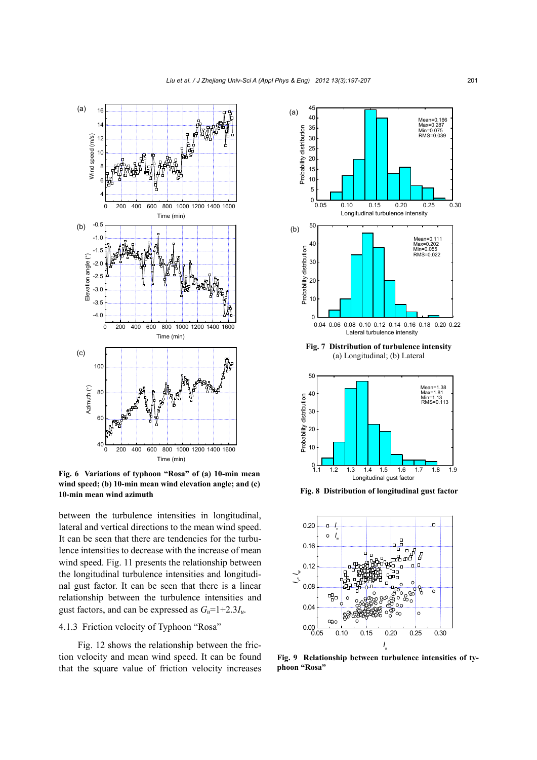**Fig. 6 Variations of typhoon "Rosa" of (a) 10-min mean wind speed; (b) 10-min mean wind elevation angle; and (c) 10-min mean wind azimuth**

between the turbulence intensities in longitudinal, lateral and vertical directions to the mean wind speed. It can be seen that there are tendencies for the turbulence intensities to decrease with the increase of mean wind speed. Fig. 11 presents the relationship between the longitudinal turbulence intensities and longitudinal gust factor. It can be seen that there is a linear relationship between the turbulence intensities and gust factors, and can be expressed as $G_u$=1+2.3$I_u$.

### 4.1.3 Friction velocity of Typhoon "Rosa"

Fig. 12 shows the relationship between the friction velocity and mean wind speed. It can be found that the square value of friction velocity increases

**Fig. 7 Distribution of turbulence intensity**
(a) Longitudinal; (b) Lateral

**Fig. 8 Distribution of longitudinal gust factor**

**Fig. 9 Relationship between turbulence intensities of typhoon "Rosa"**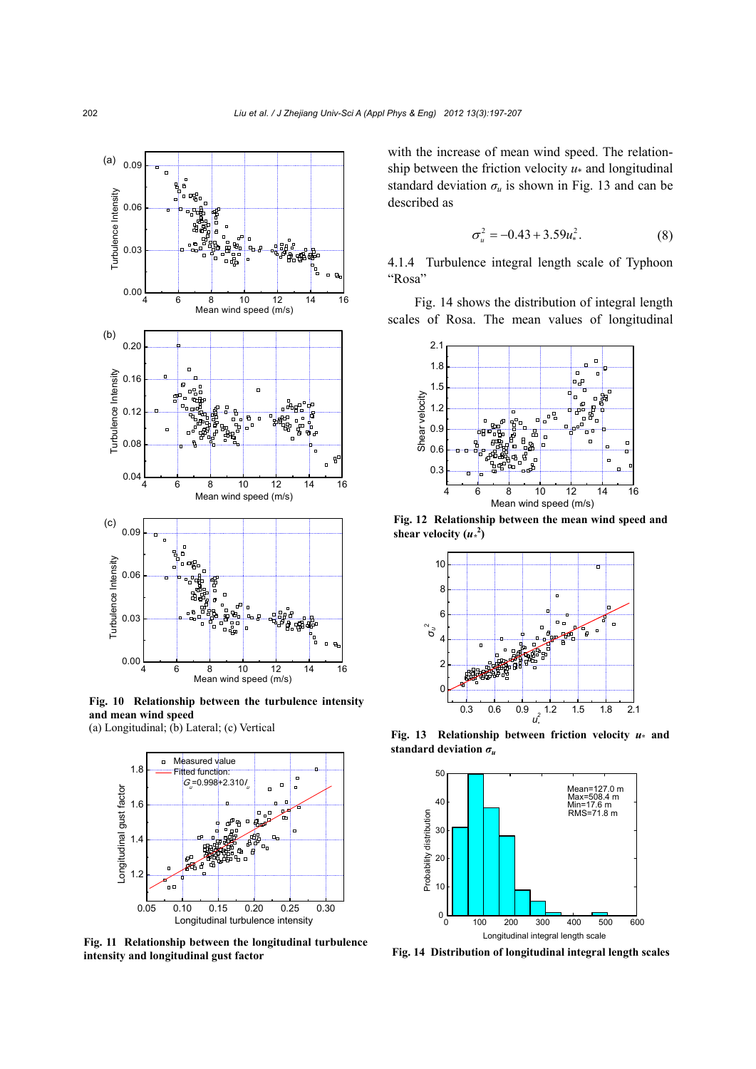Fig. 10  Relationship between the turbulence intensity and mean wind speed

(a) Longitudinal; (b) Lateral; (c) Vertical

Fig. 11  Relationship between the longitudinal turbulence intensity and longitudinal gust factor

with the increase of mean wind speed. The relationship between the friction velocity $u_*$ and longitudinal standard deviation $\sigma_u$ is shown in Fig. 13 and can be described as

$$\sigma_u^2 = -0.43 + 3.59u_*^2. \tag{8}$$

4.1.4  Turbulence integral length scale of Typhoon "Rosa"

Fig. 14 shows the distribution of integral length scales of Rosa. The mean values of longitudinal

**Fig. 12  Relationship between the mean wind speed and shear velocity ($u_*^2$)**

**Fig. 13  Relationship between friction velocity $u_*$ and standard deviation $\sigma_u$**

**Fig. 14  Distribution of longitudinal integral length scales**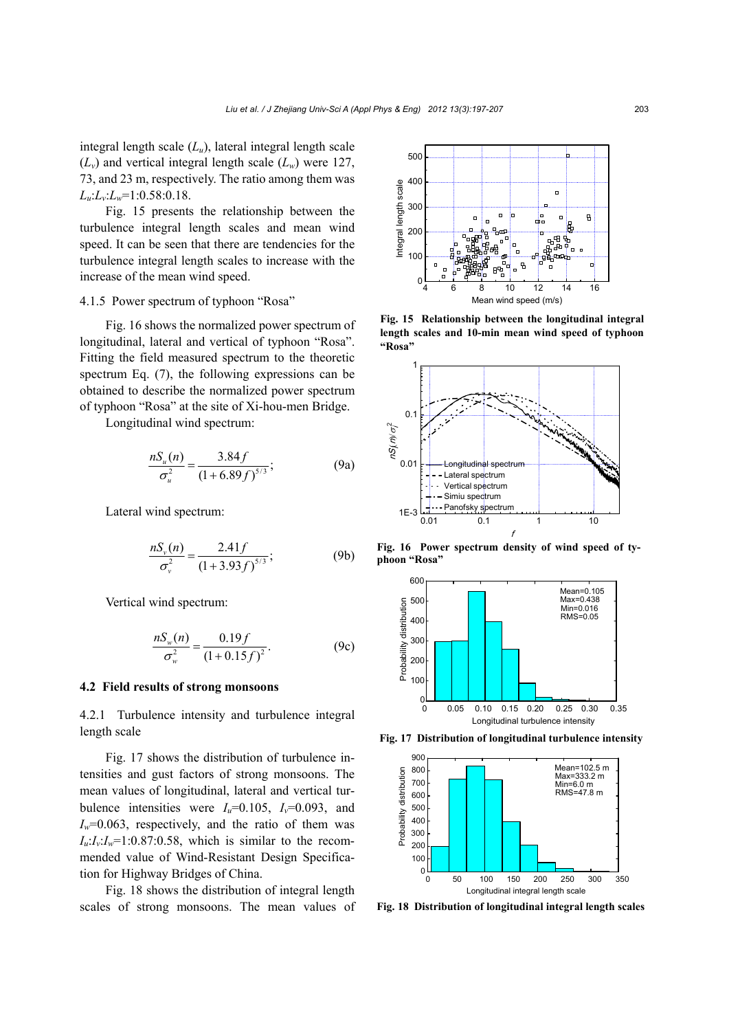integral length scale ($L_u$), lateral integral length scale ($L_v$) and vertical integral length scale ($L_w$) were 127, 73, and 23 m, respectively. The ratio among them was $L_u$:$L_v$:$L_w$=1:0.58:0.18.

Fig. 15 presents the relationship between the turbulence integral length scales and mean wind speed. It can be seen that there are tendencies for the turbulence integral length scales to increase with the increase of the mean wind speed.

#### 4.1.5 Power spectrum of typhoon "Rosa"

Fig. 16 shows the normalized power spectrum of longitudinal, lateral and vertical of typhoon "Rosa". Fitting the field measured spectrum to the theoretic spectrum Eq. (7), the following expressions can be obtained to describe the normalized power spectrum of typhoon "Rosa" at the site of Xi-hou-men Bridge.

Longitudinal wind spectrum:

$$\frac{nS_u(n)}{\sigma_u^2} = \frac{3.84f}{(1+6.89f)^{5/3}}; \tag{9a}$$

Lateral wind spectrum:

$$\frac{nS_v(n)}{\sigma_v^2} = \frac{2.41f}{(1+3.93f)^{5/3}}; \tag{9b}$$

Vertical wind spectrum:

$$\frac{nS_w(n)}{\sigma_w^2} = \frac{0.19f}{(1+0.15f)^2}. \tag{9c}$$

### 4.2 Field results of strong monsoons

#### 4.2.1 Turbulence intensity and turbulence integral length scale

Fig. 17 shows the distribution of turbulence intensities and gust factors of strong monsoons. The mean values of longitudinal, lateral and vertical turbulence intensities were $I_u$=0.105, $I_v$=0.093, and $I_w$=0.063, respectively, and the ratio of them was $I_u$:$I_v$:$I_w$=1:0.87:0.58, which is similar to the recommended value of Wind-Resistant Design Specification for Highway Bridges of China.

Fig. 18 shows the distribution of integral length scales of strong monsoons. The mean values of

**Fig. 15 Relationship between the longitudinal integral length scales and 10-min mean wind speed of typhoon "Rosa"**

**Fig. 16 Power spectrum density of wind speed of typhoon "Rosa"**

**Fig. 17 Distribution of longitudinal turbulence intensity**

**Fig. 18 Distribution of longitudinal integral length scales**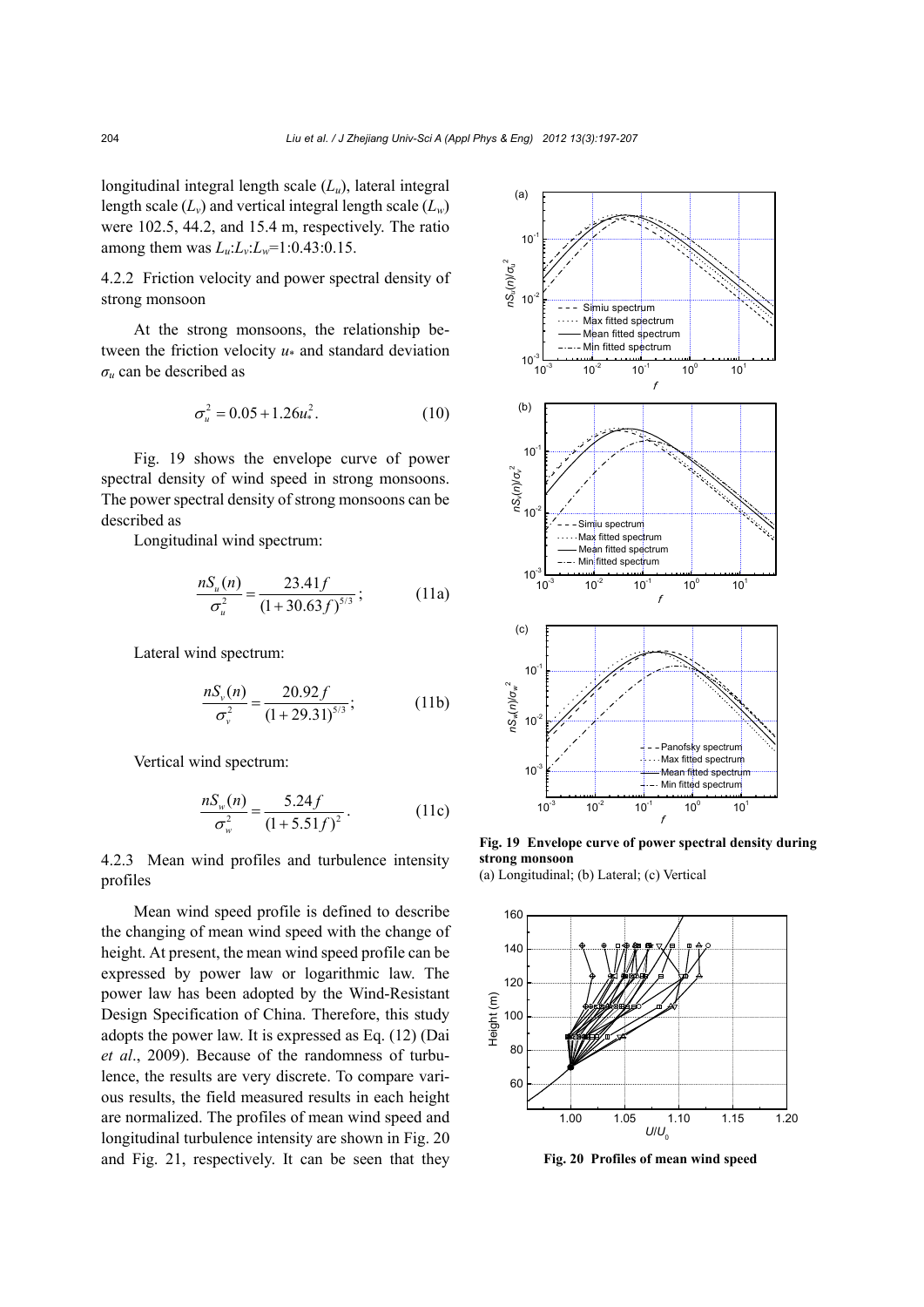longitudinal integral length scale ($L_u$), lateral integral length scale ($L_v$) and vertical integral length scale ($L_w$) were 102.5, 44.2, and 15.4 m, respectively. The ratio among them was $L_u$:$L_v$:$L_w$=1:0.43:0.15.

4.2.2 Friction velocity and power spectral density of strong monsoon

At the strong monsoons, the relationship between the friction velocity $u_*$ and standard deviation $\sigma_u$ can be described as

$$\sigma_u^2 = 0.05 + 1.26u_*^2. \tag{10}$$

Fig. 19 shows the envelope curve of power spectral density of wind speed in strong monsoons. The power spectral density of strong monsoons can be described as

Longitudinal wind spectrum:

$$\frac{nS_u(n)}{\sigma_u^2} = \frac{23.41f}{(1+30.63f)^{5/3}}; \tag{11a}$$

Lateral wind spectrum:

$$\frac{nS_v(n)}{\sigma_v^2} = \frac{20.92f}{(1+29.31)^{5/3}}; \tag{11b}$$

Vertical wind spectrum:

$$\frac{nS_w(n)}{\sigma_w^2} = \frac{5.24f}{(1+5.51f)^2}. \tag{11c}$$

4.2.3 Mean wind profiles and turbulence intensity profiles

Mean wind speed profile is defined to describe the changing of mean wind speed with the change of height. At present, the mean wind speed profile can be expressed by power law or logarithmic law. The power law has been adopted by the Wind-Resistant Design Specification of China. Therefore, this study adopts the power law. It is expressed as Eq. (12) (Dai *et al*., 2009). Because of the randomness of turbulence, the results are very discrete. To compare various results, the field measured results in each height are normalized. The profiles of mean wind speed and longitudinal turbulence intensity are shown in Fig. 20 and Fig. 21, respectively. It can be seen that they

**Fig. 19 Envelope curve of power spectral density during strong monsoon**

(a) Longitudinal; (b) Lateral; (c) Vertical

**Fig. 20 Profiles of mean wind speed**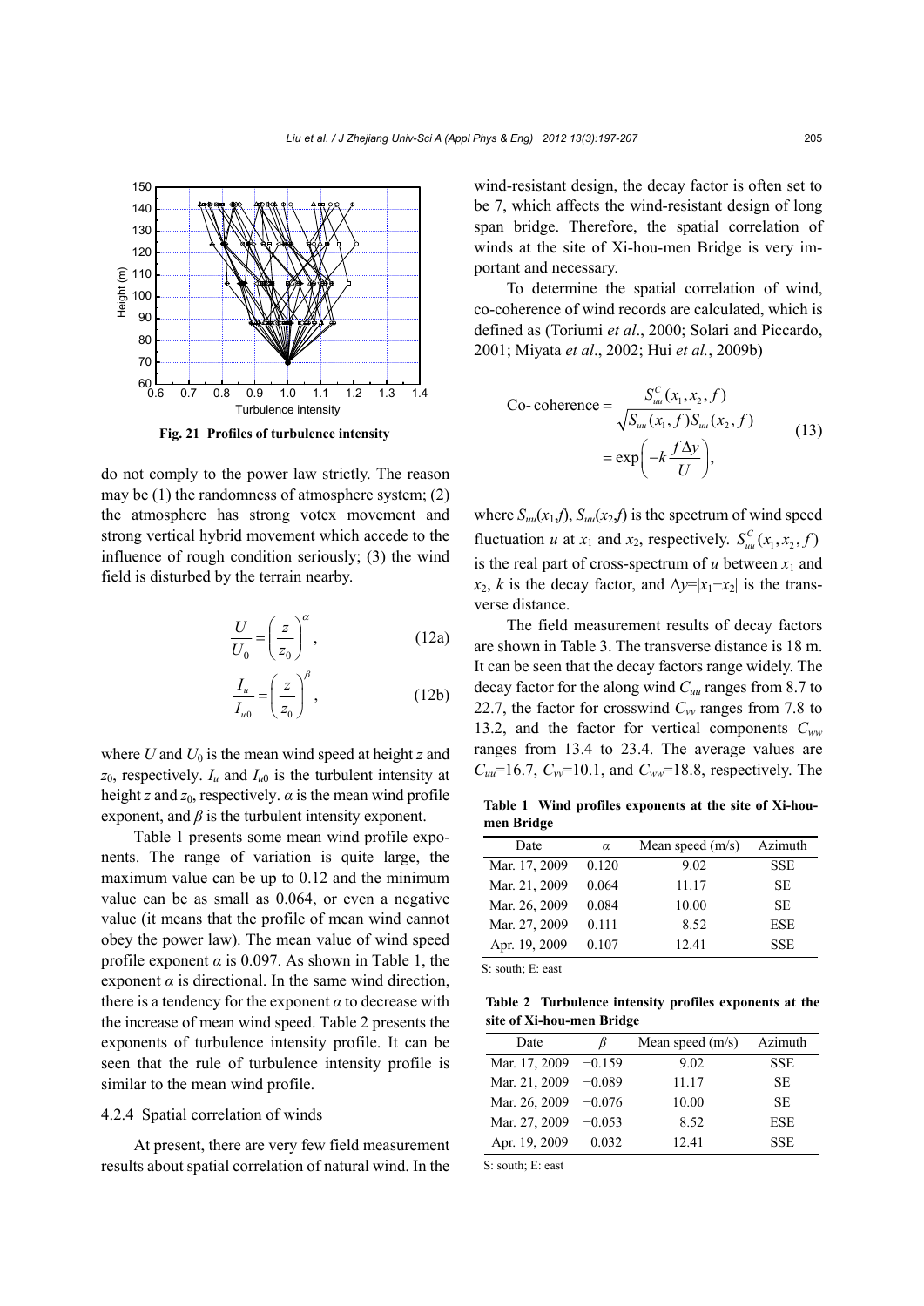Fig. 21 Profiles of turbulence intensity

do not comply to the power law strictly. The reason may be (1) the randomness of atmosphere system; (2) the atmosphere has strong votex movement and strong vertical hybrid movement which accede to the influence of rough condition seriously; (3) the wind field is disturbed by the terrain nearby.

$$\frac{U}{U_0} = \left(\frac{z}{z_0}\right)^{\alpha}, \tag{12a}$$

$$\frac{I_u}{I_{u0}} = \left(\frac{z}{z_0}\right)^{\beta}, \tag{12b}$$

where $U$ and $U_0$ is the mean wind speed at height $z$ and $z_0$, respectively. $I_u$ and $I_{u0}$ is the turbulent intensity at height $z$ and $z_0$, respectively. $\alpha$ is the mean wind profile exponent, and $\beta$ is the turbulent intensity exponent.

Table 1 presents some mean wind profile exponents. The range of variation is quite large, the maximum value can be up to 0.12 and the minimum value can be as small as 0.064, or even a negative value (it means that the profile of mean wind cannot obey the power law). The mean value of wind speed profile exponent $\alpha$ is 0.097. As shown in Table 1, the exponent $\alpha$ is directional. In the same wind direction, there is a tendency for the exponent $\alpha$ to decrease with the increase of mean wind speed. Table 2 presents the exponents of turbulence intensity profile. It can be seen that the rule of turbulence intensity profile is similar to the mean wind profile.

### 4.2.4 Spatial correlation of winds

At present, there are very few field measurement results about spatial correlation of natural wind. In the wind-resistant design, the decay factor is often set to be 7, which affects the wind-resistant design of long span bridge. Therefore, the spatial correlation of winds at the site of Xi-hou-men Bridge is very important and necessary.

To determine the spatial correlation of wind, co-coherence of wind records are calculated, which is defined as (Toriumi *et al*., 2000; Solari and Piccardo, 2001; Miyata *et al*., 2002; Hui *et al.*, 2009b)

$$\text{Co-coherence} = \frac{S_{uu}^{C}(x_1, x_2, f)}{\sqrt{S_{uu}(x_1, f) S_{uu}(x_2, f)}} = \exp\left(-k\frac{f\Delta y}{U}\right), \tag{13}$$

where $S_{uu}(x_1,f)$, $S_{uu}(x_2,f)$ is the spectrum of wind speed fluctuation $u$ at $x_1$ and $x_2$, respectively. $S_{uu}^{C}(x_1, x_2, f)$ is the real part of cross-spectrum of $u$ between $x_1$ and $x_2$, $k$ is the decay factor, and $\Delta y=|x_1-x_2|$ is the transverse distance.

The field measurement results of decay factors are shown in Table 3. The transverse distance is 18 m. It can be seen that the decay factors range widely. The decay factor for the along wind $C_{uu}$ ranges from 8.7 to 22.7, the factor for crosswind $C_{vv}$ ranges from 7.8 to 13.2, and the factor for vertical components $C_{ww}$ ranges from 13.4 to 23.4. The average values are $C_{uu}$=16.7, $C_{vv}$=10.1, and $C_{ww}$=18.8, respectively. The

**Table 1 Wind profiles exponents at the site of Xi-hou-men Bridge**

| Date | $\alpha$ | Mean speed (m/s) | Azimuth |
|---|---|---|---|
| Mar. 17, 2009 | 0.120 | 9.02 | SSE |
| Mar. 21, 2009 | 0.064 | 11.17 | SE |
| Mar. 26, 2009 | 0.084 | 10.00 | SE |
| Mar. 27, 2009 | 0.111 | 8.52 | ESE |
| Apr. 19, 2009 | 0.107 | 12.41 | SSE |

S: south; E: east

**Table 2 Turbulence intensity profiles exponents at the site of Xi-hou-men Bridge**

| Date | $\beta$ | Mean speed (m/s) | Azimuth |
|---|---|---|---|
| Mar. 17, 2009 | −0.159 | 9.02 | SSE |
| Mar. 21, 2009 | −0.089 | 11.17 | SE |
| Mar. 26, 2009 | −0.076 | 10.00 | SE |
| Mar. 27, 2009 | −0.053 | 8.52 | ESE |
| Apr. 19, 2009 | 0.032 | 12.41 | SSE |

S: south; E: east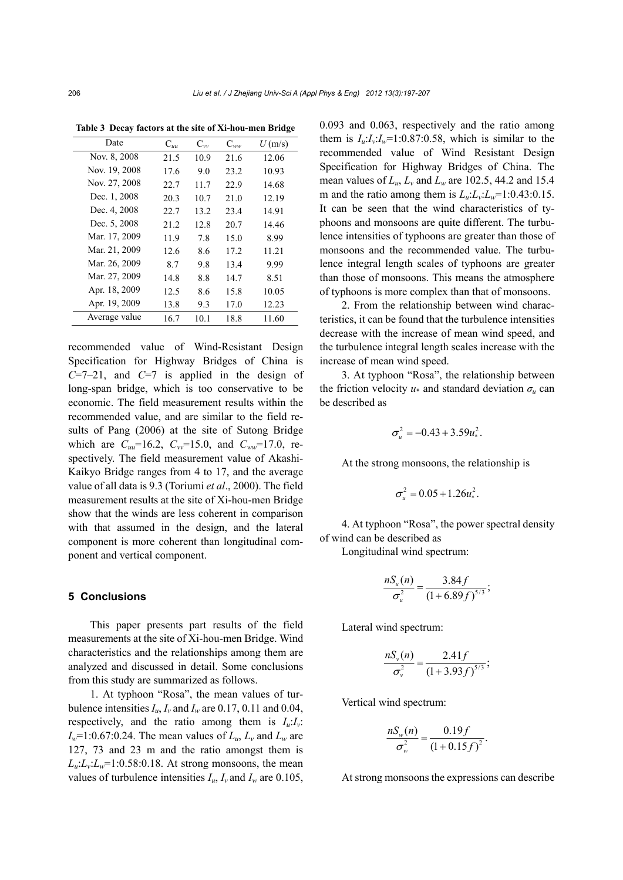**Table 3 Decay factors at the site of Xi-hou-men Bridge**

| Date | $C_{uu}$ | $C_{vv}$ | $C_{ww}$ | $U$ (m/s) |
|---|---|---|---|---|
| Nov. 8, 2008 | 21.5 | 10.9 | 21.6 | 12.06 |
| Nov. 19, 2008 | 17.6 | 9.0 | 23.2 | 10.93 |
| Nov. 27, 2008 | 22.7 | 11.7 | 22.9 | 14.68 |
| Dec. 1, 2008 | 20.3 | 10.7 | 21.0 | 12.19 |
| Dec. 4, 2008 | 22.7 | 13.2 | 23.4 | 14.91 |
| Dec. 5, 2008 | 21.2 | 12.8 | 20.7 | 14.46 |
| Mar. 17, 2009 | 11.9 | 7.8 | 15.0 | 8.99 |
| Mar. 21, 2009 | 12.6 | 8.6 | 17.2 | 11.21 |
| Mar. 26, 2009 | 8.7 | 9.8 | 13.4 | 9.99 |
| Mar. 27, 2009 | 14.8 | 8.8 | 14.7 | 8.51 |
| Apr. 18, 2009 | 12.5 | 8.6 | 15.8 | 10.05 |
| Apr. 19, 2009 | 13.8 | 9.3 | 17.0 | 12.23 |
| Average value | 16.7 | 10.1 | 18.8 | 11.60 |

recommended value of Wind-Resistant Design Specification for Highway Bridges of China is $C$=7–21, and $C$=7 is applied in the design of long-span bridge, which is too conservative to be economic. The field measurement results within the recommended value, and are similar to the field results of Pang (2006) at the site of Sutong Bridge which are $C_{uu}$=16.2, $C_{vv}$=15.0, and $C_{ww}$=17.0, respectively. The field measurement value of Akashi-Kaikyo Bridge ranges from 4 to 17, and the average value of all data is 9.3 (Toriumi *et al*., 2000). The field measurement results at the site of Xi-hou-men Bridge show that the winds are less coherent in comparison with that assumed in the design, and the lateral component is more coherent than longitudinal component and vertical component.

## 5 Conclusions

This paper presents part results of the field measurements at the site of Xi-hou-men Bridge. Wind characteristics and the relationships among them are analyzed and discussed in detail. Some conclusions from this study are summarized as follows.

1. At typhoon "Rosa", the mean values of turbulence intensities $I_u$, $I_v$ and $I_w$ are 0.17, 0.11 and 0.04, respectively, and the ratio among them is $I_u$:$I_v$:$I_w$=1:0.67:0.24. The mean values of $L_u$, $L_v$ and $L_w$ are 127, 73 and 23 m and the ratio amongst them is $L_u$:$L_v$:$L_w$=1:0.58:0.18. At strong monsoons, the mean values of turbulence intensities $I_u$, $I_v$ and $I_w$ are 0.105, 0.093 and 0.063, respectively and the ratio among them is $I_u$:$I_v$:$I_w$=1:0.87:0.58, which is similar to the recommended value of Wind Resistant Design Specification for Highway Bridges of China. The mean values of $L_u$, $L_v$ and $L_w$ are 102.5, 44.2 and 15.4 m and the ratio among them is $L_u$:$L_v$:$L_w$=1:0.43:0.15. It can be seen that the wind characteristics of typhoons and monsoons are quite different. The turbulence intensities of typhoons are greater than those of monsoons and the recommended value. The turbulence integral length scales of typhoons are greater than those of monsoons. This means the atmosphere of typhoons is more complex than that of monsoons.

2. From the relationship between wind characteristics, it can be found that the turbulence intensities decrease with the increase of mean wind speed, and the turbulence integral length scales increase with the increase of mean wind speed.

3. At typhoon "Rosa", the relationship between the friction velocity $u_*$ and standard deviation $\sigma_u$ can be described as

$$\sigma_u^2 = -0.43 + 3.59u_*^2.$$

At the strong monsoons, the relationship is

$$\sigma_u^2 = 0.05 + 1.26u_*^2.$$

4. At typhoon "Rosa", the power spectral density of wind can be described as

Longitudinal wind spectrum:

$$\frac{nS_u(n)}{\sigma_u^2} = \frac{3.84f}{(1+6.89f)^{5/3}};$$

Lateral wind spectrum:

$$\frac{nS_v(n)}{\sigma_v^2} = \frac{2.41f}{(1+3.93f)^{5/3}};$$

Vertical wind spectrum:

$$\frac{nS_w(n)}{\sigma_w^2} = \frac{0.19f}{(1+0.15f)^2}.$$

At strong monsoons the expressions can describe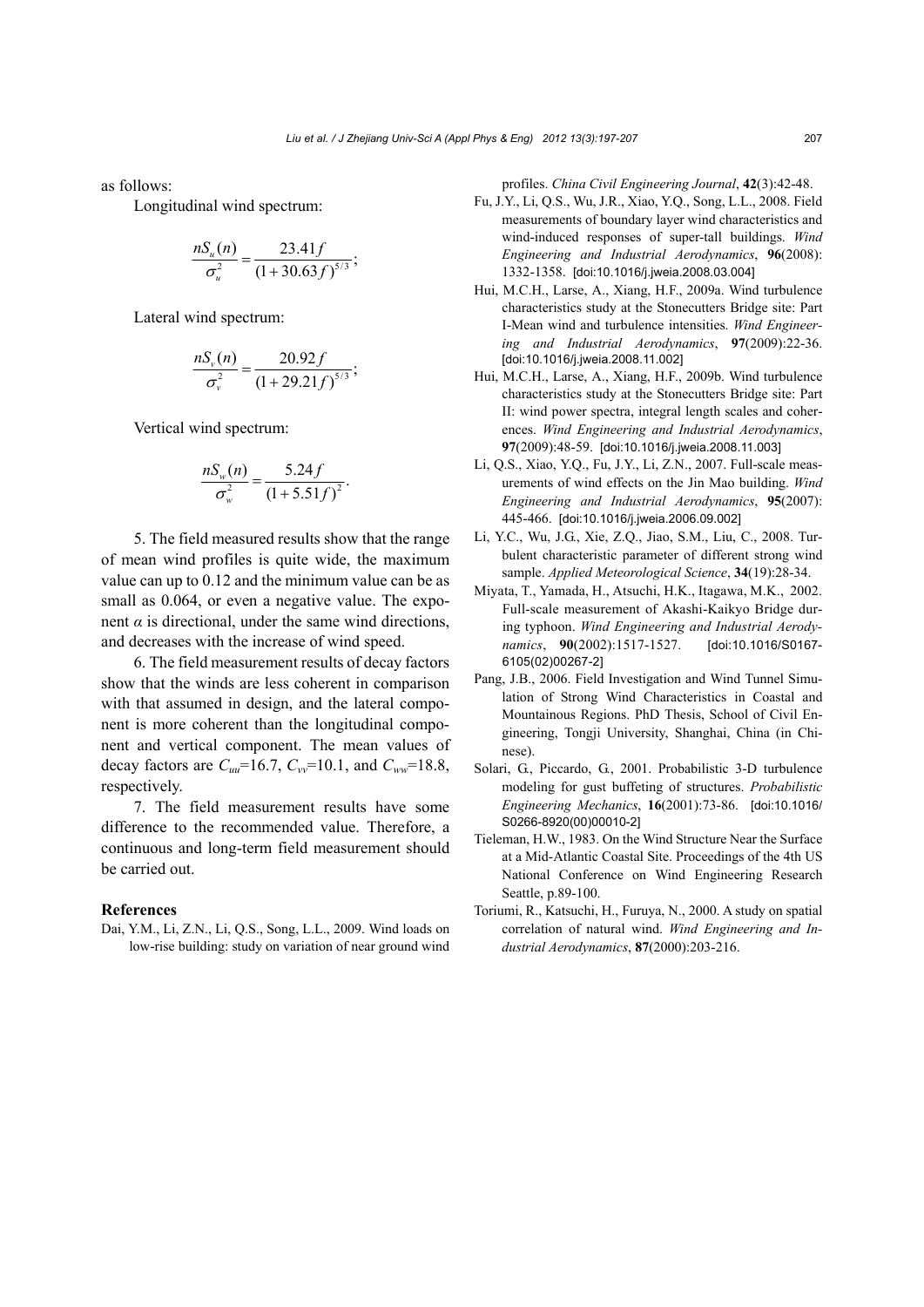as follows:

Longitudinal wind spectrum:

$$\frac{nS_u(n)}{\sigma_u^2} = \frac{23.41f}{(1+30.63f)^{5/3}};$$

Lateral wind spectrum:

$$\frac{nS_v(n)}{\sigma_v^2} = \frac{20.92f}{(1+29.21f)^{5/3}};$$

Vertical wind spectrum:

$$\frac{nS_w(n)}{\sigma_w^2} = \frac{5.24f}{(1+5.51f)^2}.$$

5. The field measured results show that the range of mean wind profiles is quite wide, the maximum value can up to 0.12 and the minimum value can be as small as 0.064, or even a negative value. The exponent $\alpha$ is directional, under the same wind directions, and decreases with the increase of wind speed.

6. The field measurement results of decay factors show that the winds are less coherent in comparison with that assumed in design, and the lateral component is more coherent than the longitudinal component and vertical component. The mean values of decay factors are $C_{uu}$=16.7, $C_{vv}$=10.1, and $C_{ww}$=18.8, respectively.

7. The field measurement results have some difference to the recommended value. Therefore, a continuous and long-term field measurement should be carried out.

## References

Dai, Y.M., Li, Z.N., Li, Q.S., Song, L.L., 2009. Wind loads on low-rise building: study on variation of near ground wind profiles. *China Civil Engineering Journal*, **42**(3):42-48.

Fu, J.Y., Li, Q.S., Wu, J.R., Xiao, Y.Q., Song, L.L., 2008. Field measurements of boundary layer wind characteristics and wind-induced responses of super-tall buildings. *Wind Engineering and Industrial Aerodynamics*, **96**(2008): 1332-1358. [doi:10.1016/j.jweia.2008.03.004]

Hui, M.C.H., Larse, A., Xiang, H.F., 2009a. Wind turbulence characteristics study at the Stonecutters Bridge site: Part I-Mean wind and turbulence intensities. *Wind Engineering and Industrial Aerodynamics*, **97**(2009):22-36. [doi:10.1016/j.jweia.2008.11.002]

Hui, M.C.H., Larse, A., Xiang, H.F., 2009b. Wind turbulence characteristics study at the Stonecutters Bridge site: Part II: wind power spectra, integral length scales and coherences. *Wind Engineering and Industrial Aerodynamics*, **97**(2009):48-59. [doi:10.1016/j.jweia.2008.11.003]

Li, Q.S., Xiao, Y.Q., Fu, J.Y., Li, Z.N., 2007. Full-scale measurements of wind effects on the Jin Mao building. *Wind Engineering and Industrial Aerodynamics*, **95**(2007): 445-466. [doi:10.1016/j.jweia.2006.09.002]

Li, Y.C., Wu, J.G., Xie, Z.Q., Jiao, S.M., Liu, C., 2008. Turbulent characteristic parameter of different strong wind sample. *Applied Meteorological Science*, **34**(19):28-34.

Miyata, T., Yamada, H., Atsuchi, H.K., Itagawa, M.K., 2002. Full-scale measurement of Akashi-Kaikyo Bridge during typhoon. *Wind Engineering and Industrial Aerodynamics*, **90**(2002):1517-1527. [doi:10.1016/S0167-6105(02)00267-2]

Pang, J.B., 2006. Field Investigation and Wind Tunnel Simulation of Strong Wind Characteristics in Coastal and Mountainous Regions. PhD Thesis, School of Civil Engineering, Tongji University, Shanghai, China (in Chinese).

Solari, G., Piccardo, G., 2001. Probabilistic 3-D turbulence modeling for gust buffeting of structures. *Probabilistic Engineering Mechanics*, **16**(2001):73-86. [doi:10.1016/S0266-8920(00)00010-2]

Tieleman, H.W., 1983. On the Wind Structure Near the Surface at a Mid-Atlantic Coastal Site. Proceedings of the 4th US National Conference on Wind Engineering Research Seattle, p.89-100.

Toriumi, R., Katsuchi, H., Furuya, N., 2000. A study on spatial correlation of natural wind. *Wind Engineering and Industrial Aerodynamics*, **87**(2000):203-216.